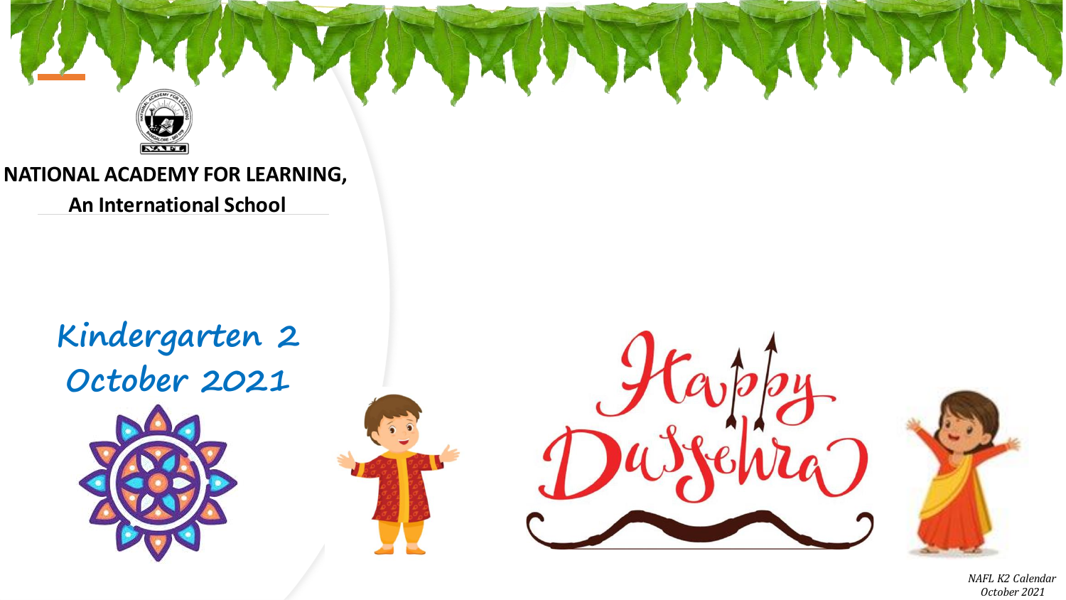**NATIONAL ACADEMY FOR LEARNING,**

**An International School**

# Kindergarten 2
# October 2021

Happy Dussehra

*NAFL K2 Calendar October 2021*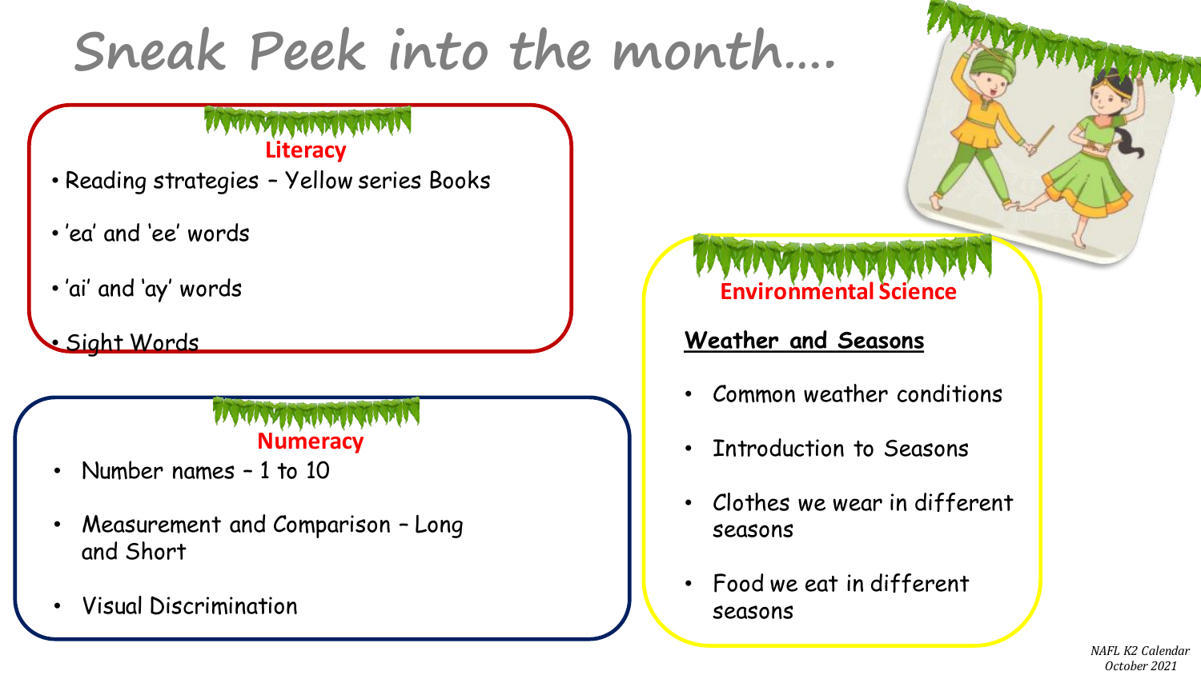# Sneak Peek into the month….

## Literacy

- Reading strategies – Yellow series Books
- 'ea' and 'ee' words
- 'ai' and 'ay' words
- Sight Words

## Numeracy

- Number names – 1 to 10
- Measurement and Comparison – Long and Short
- Visual Discrimination

## Environmental Science

**Weather and Seasons**

- Common weather conditions
- Introduction to Seasons
- Clothes we wear in different seasons
- Food we eat in different seasons

*NAFL K2 Calendar October 2021*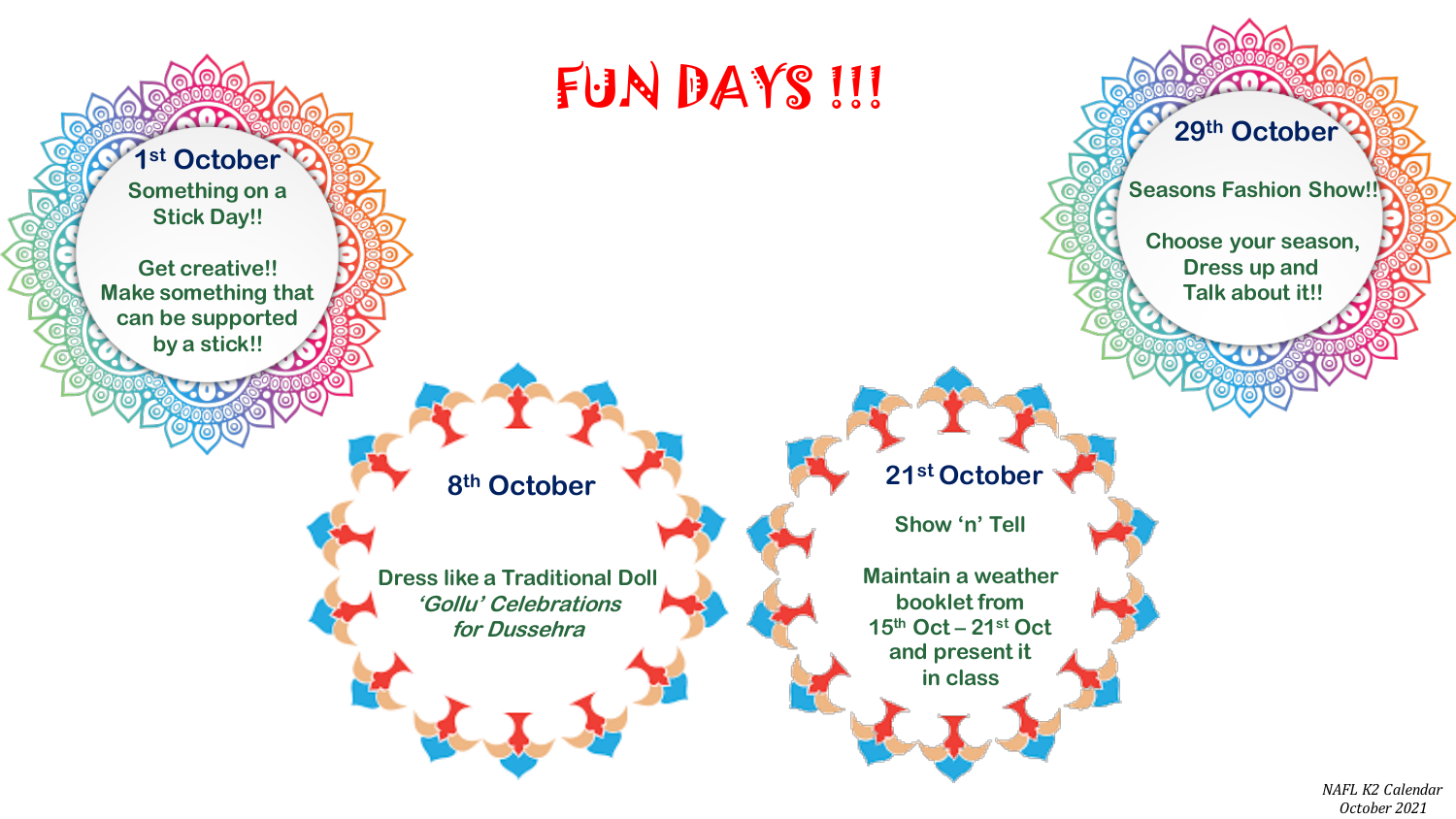# FUN DAYS !!!

## 1st October

Something on a Stick Day!!

Get creative!!
Make something that can be supported by a stick!!

## 29th October

Seasons Fashion Show!!

Choose your season,
Dress up and
Talk about it!!

## 8th October

Dress like a Traditional Doll
*'Gollu' Celebrations for Dussehra*

## 21st October

Show 'n' Tell

Maintain a weather booklet from 15th Oct – 21st Oct and present it in class

*NAFL K2 Calendar October 2021*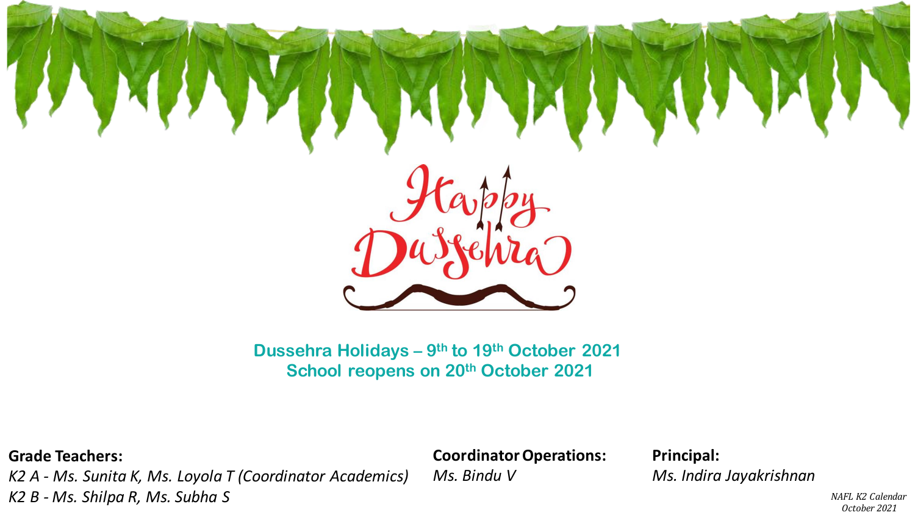# Happy Dussehra

**Dussehra Holidays – 9th to 19th October 2021**
**School reopens on 20th October 2021**

**Grade Teachers:**
*K2 A - Ms. Sunita K, Ms. Loyola T (Coordinator Academics)*
*K2 B - Ms. Shilpa R, Ms. Subha S*

**Coordinator Operations:**
*Ms. Bindu V*

**Principal:**
*Ms. Indira Jayakrishnan*